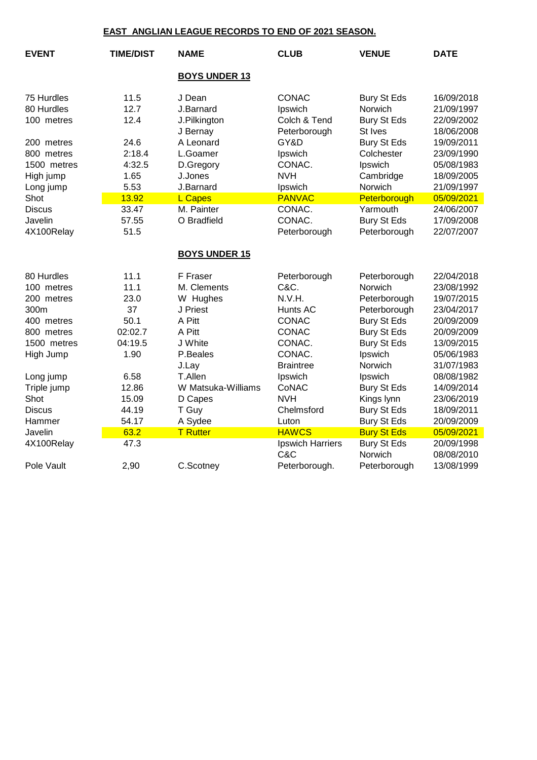# EAST ANGLIAN LEAGUE RECORDS TO END OF 2021 SEASON.

| EVENT | TIME/DIST | NAME | CLUB | VENUE | DATE |
|---|---|---|---|---|---|
| | | **BOYS UNDER 13** | | | |
| 75 Hurdles | 11.5 | J Dean | CONAC | Bury St Eds | 16/09/2018 |
| 80 Hurdles | 12.7 | J.Barnard | Ipswich | Norwich | 21/09/1997 |
| 100 metres | 12.4 | J.Pilkington | Colch & Tend | Bury St Eds | 22/09/2002 |
| | | J Bernay | Peterborough | St Ives | 18/06/2008 |
| 200 metres | 24.6 | A Leonard | GY&D | Bury St Eds | 19/09/2011 |
| 800 metres | 2:18.4 | L.Goamer | Ipswich | Colchester | 23/09/1990 |
| 1500 metres | 4:32.5 | D.Gregory | CONAC. | Ipswich | 05/08/1983 |
| High jump | 1.65 | J.Jones | NVH | Cambridge | 18/09/2005 |
| Long jump | 5.53 | J.Barnard | Ipswich | Norwich | 21/09/1997 |
| Shot | 13.92 | L Capes | PANVAC | Peterborough | 05/09/2021 |
| Discus | 33.47 | M. Painter | CONAC. | Yarmouth | 24/06/2007 |
| Javelin | 57.55 | O Bradfield | CONAC. | Bury St Eds | 17/09/2008 |
| 4X100Relay | 51.5 | | Peterborough | Peterborough | 22/07/2007 |
| | | **BOYS UNDER 15** | | | |
| 80 Hurdles | 11.1 | F Fraser | Peterborough | Peterborough | 22/04/2018 |
| 100 metres | 11.1 | M. Clements | C&C. | Norwich | 23/08/1992 |
| 200 metres | 23.0 | W Hughes | N.V.H. | Peterborough | 19/07/2015 |
| 300m | 37 | J Priest | Hunts AC | Peterborough | 23/04/2017 |
| 400 metres | 50.1 | A Pitt | CONAC | Bury St Eds | 20/09/2009 |
| 800 metres | 02:02.7 | A Pitt | CONAC | Bury St Eds | 20/09/2009 |
| 1500 metres | 04:19.5 | J White | CONAC. | Bury St Eds | 13/09/2015 |
| High Jump | 1.90 | P.Beales | CONAC. | Ipswich | 05/06/1983 |
| | | J.Lay | Braintree | Norwich | 31/07/1983 |
| Long jump | 6.58 | T.Allen | Ipswich | Ipswich | 08/08/1982 |
| Triple jump | 12.86 | W Matsuka-Williams | CoNAC | Bury St Eds | 14/09/2014 |
| Shot | 15.09 | D Capes | NVH | Kings lynn | 23/06/2019 |
| Discus | 44.19 | T Guy | Chelmsford | Bury St Eds | 18/09/2011 |
| Hammer | 54.17 | A Sydee | Luton | Bury St Eds | 20/09/2009 |
| Javelin | 63.2 | T Rutter | HAWCS | Bury St Eds | 05/09/2021 |
| 4X100Relay | 47.3 | | Ipswich Harriers | Bury St Eds | 20/09/1998 |
| | | | C&C | Norwich | 08/08/2010 |
| Pole Vault | 2,90 | C.Scotney | Peterborough. | Peterborough | 13/08/1999 |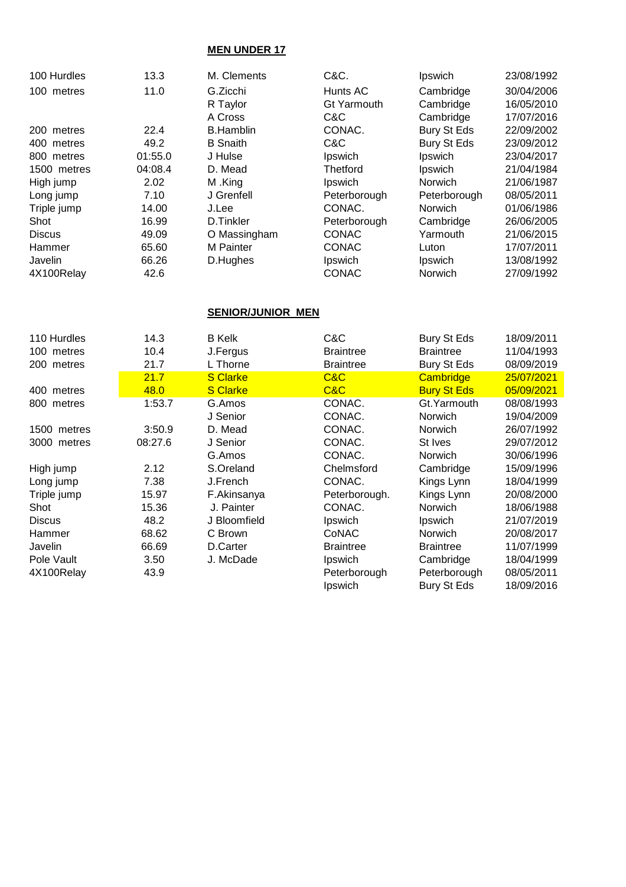## MEN UNDER 17

| | | | | | |
|---|---|---|---|---|---|
| 100 Hurdles | 13.3 | M. Clements | C&C. | Ipswich | 23/08/1992 |
| 100 metres | 11.0 | G.Zicchi | Hunts AC | Cambridge | 30/04/2006 |
| | | R Taylor | Gt Yarmouth | Cambridge | 16/05/2010 |
| | | A Cross | C&C | Cambridge | 17/07/2016 |
| 200 metres | 22.4 | B.Hamblin | CONAC. | Bury St Eds | 22/09/2002 |
| 400 metres | 49.2 | B Snaith | C&C | Bury St Eds | 23/09/2012 |
| 800 metres | 01:55.0 | J Hulse | Ipswich | Ipswich | 23/04/2017 |
| 1500 metres | 04:08.4 | D. Mead | Thetford | Ipswich | 21/04/1984 |
| High jump | 2.02 | M .King | Ipswich | Norwich | 21/06/1987 |
| Long jump | 7.10 | J Grenfell | Peterborough | Peterborough | 08/05/2011 |
| Triple jump | 14.00 | J.Lee | CONAC. | Norwich | 01/06/1986 |
| Shot | 16.99 | D.Tinkler | Peterborough | Cambridge | 26/06/2005 |
| Discus | 49.09 | O Massingham | CONAC | Yarmouth | 21/06/2015 |
| Hammer | 65.60 | M Painter | CONAC | Luton | 17/07/2011 |
| Javelin | 66.26 | D.Hughes | Ipswich | Ipswich | 13/08/1992 |
| 4X100Relay | 42.6 | | CONAC | Norwich | 27/09/1992 |

## SENIOR/JUNIOR MEN

| | | | | | |
|---|---|---|---|---|---|
| 110 Hurdles | 14.3 | B Kelk | C&C | Bury St Eds | 18/09/2011 |
| 100 metres | 10.4 | J.Fergus | Braintree | Braintree | 11/04/1993 |
| 200 metres | 21.7 | L Thorne | Braintree | Bury St Eds | 08/09/2019 |
| | 21.7 | S Clarke | C&C | Cambridge | 25/07/2021 |
| 400 metres | 48.0 | S Clarke | C&C | Bury St Eds | 05/09/2021 |
| 800 metres | 1:53.7 | G.Amos | CONAC. | Gt.Yarmouth | 08/08/1993 |
| | | J Senior | CONAC. | Norwich | 19/04/2009 |
| 1500 metres | 3:50.9 | D. Mead | CONAC. | Norwich | 26/07/1992 |
| 3000 metres | 08:27.6 | J Senior | CONAC. | St Ives | 29/07/2012 |
| | | G.Amos | CONAC. | Norwich | 30/06/1996 |
| High jump | 2.12 | S.Oreland | Chelmsford | Cambridge | 15/09/1996 |
| Long jump | 7.38 | J.French | CONAC. | Kings Lynn | 18/04/1999 |
| Triple jump | 15.97 | F.Akinsanya | Peterborough. | Kings Lynn | 20/08/2000 |
| Shot | 15.36 | J. Painter | CONAC. | Norwich | 18/06/1988 |
| Discus | 48.2 | J Bloomfield | Ipswich | Ipswich | 21/07/2019 |
| Hammer | 68.62 | C Brown | CoNAC | Norwich | 20/08/2017 |
| Javelin | 66.69 | D.Carter | Braintree | Braintree | 11/07/1999 |
| Pole Vault | 3.50 | J. McDade | Ipswich | Cambridge | 18/04/1999 |
| 4X100Relay | 43.9 | | Peterborough | Peterborough | 08/05/2011 |
| | | | Ipswich | Bury St Eds | 18/09/2016 |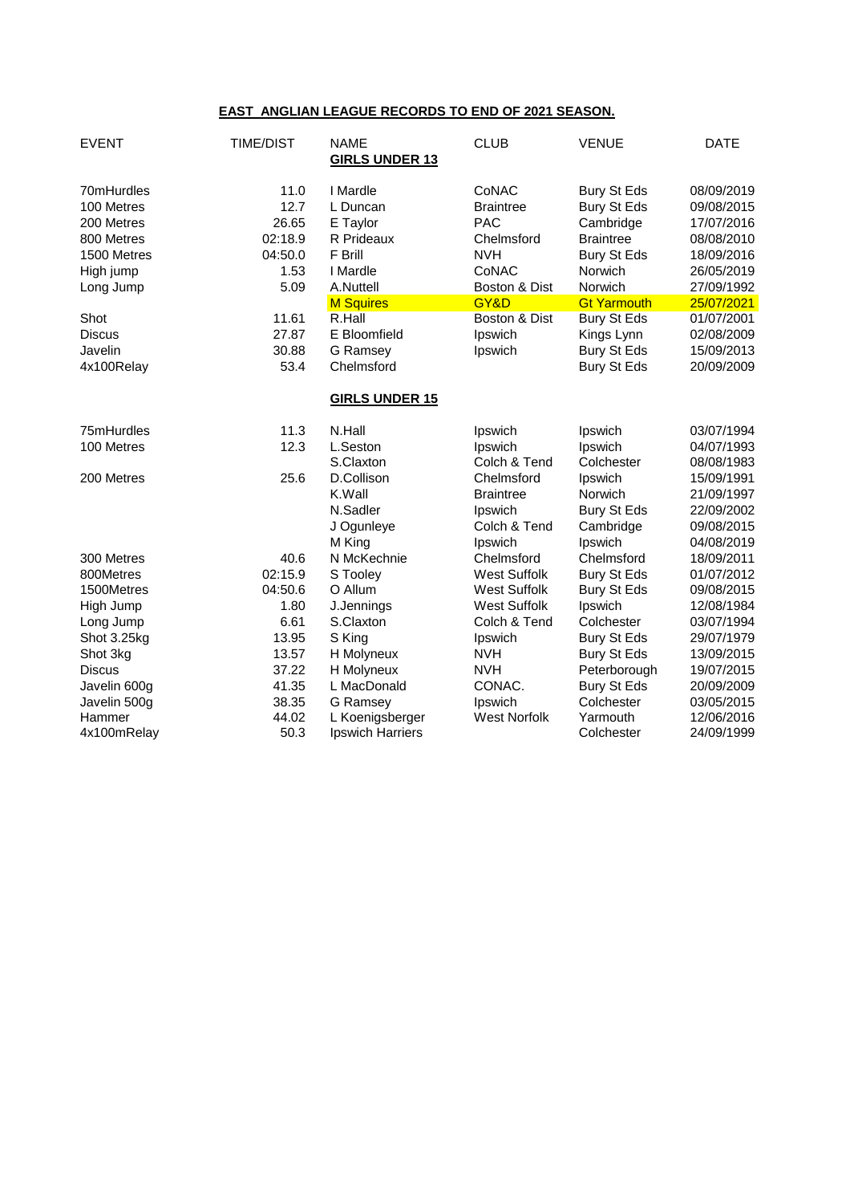## EAST ANGLIAN LEAGUE RECORDS TO END OF 2021 SEASON.

| EVENT | TIME/DIST | NAME | CLUB | VENUE | DATE |
|---|---|---|---|---|---|
| | | **GIRLS UNDER 13** | | | |
| 70mHurdles | 11.0 | I Mardle | CoNAC | Bury St Eds | 08/09/2019 |
| 100 Metres | 12.7 | L Duncan | Braintree | Bury St Eds | 09/08/2015 |
| 200 Metres | 26.65 | E Taylor | PAC | Cambridge | 17/07/2016 |
| 800 Metres | 02:18.9 | R Prideaux | Chelmsford | Braintree | 08/08/2010 |
| 1500 Metres | 04:50.0 | F Brill | NVH | Bury St Eds | 18/09/2016 |
| High jump | 1.53 | I Mardle | CoNAC | Norwich | 26/05/2019 |
| Long Jump | 5.09 | A.Nuttell | Boston & Dist | Norwich | 27/09/1992 |
| | | M Squires | GY&D | Gt Yarmouth | 25/07/2021 |
| Shot | 11.61 | R.Hall | Boston & Dist | Bury St Eds | 01/07/2001 |
| Discus | 27.87 | E Bloomfield | Ipswich | Kings Lynn | 02/08/2009 |
| Javelin | 30.88 | G Ramsey | Ipswich | Bury St Eds | 15/09/2013 |
| 4x100Relay | 53.4 | Chelmsford | | Bury St Eds | 20/09/2009 |
| | | **GIRLS UNDER 15** | | | |
| 75mHurdles | 11.3 | N.Hall | Ipswich | Ipswich | 03/07/1994 |
| 100 Metres | 12.3 | L.Seston | Ipswich | Ipswich | 04/07/1993 |
| | | S.Claxton | Colch & Tend | Colchester | 08/08/1983 |
| 200 Metres | 25.6 | D.Collison | Chelmsford | Ipswich | 15/09/1991 |
| | | K.Wall | Braintree | Norwich | 21/09/1997 |
| | | N.Sadler | Ipswich | Bury St Eds | 22/09/2002 |
| | | J Ogunleye | Colch & Tend | Cambridge | 09/08/2015 |
| | | M King | Ipswich | Ipswich | 04/08/2019 |
| 300 Metres | 40.6 | N McKechnie | Chelmsford | Chelmsford | 18/09/2011 |
| 800Metres | 02:15.9 | S Tooley | West Suffolk | Bury St Eds | 01/07/2012 |
| 1500Metres | 04:50.6 | O Allum | West Suffolk | Bury St Eds | 09/08/2015 |
| High Jump | 1.80 | J.Jennings | West Suffolk | Ipswich | 12/08/1984 |
| Long Jump | 6.61 | S.Claxton | Colch & Tend | Colchester | 03/07/1994 |
| Shot 3.25kg | 13.95 | S King | Ipswich | Bury St Eds | 29/07/1979 |
| Shot 3kg | 13.57 | H Molyneux | NVH | Bury St Eds | 13/09/2015 |
| Discus | 37.22 | H Molyneux | NVH | Peterborough | 19/07/2015 |
| Javelin 600g | 41.35 | L MacDonald | CONAC. | Bury St Eds | 20/09/2009 |
| Javelin 500g | 38.35 | G Ramsey | Ipswich | Colchester | 03/05/2015 |
| Hammer | 44.02 | L Koenigsberger | West Norfolk | Yarmouth | 12/06/2016 |
| 4x100mRelay | 50.3 | Ipswich Harriers | | Colchester | 24/09/1999 |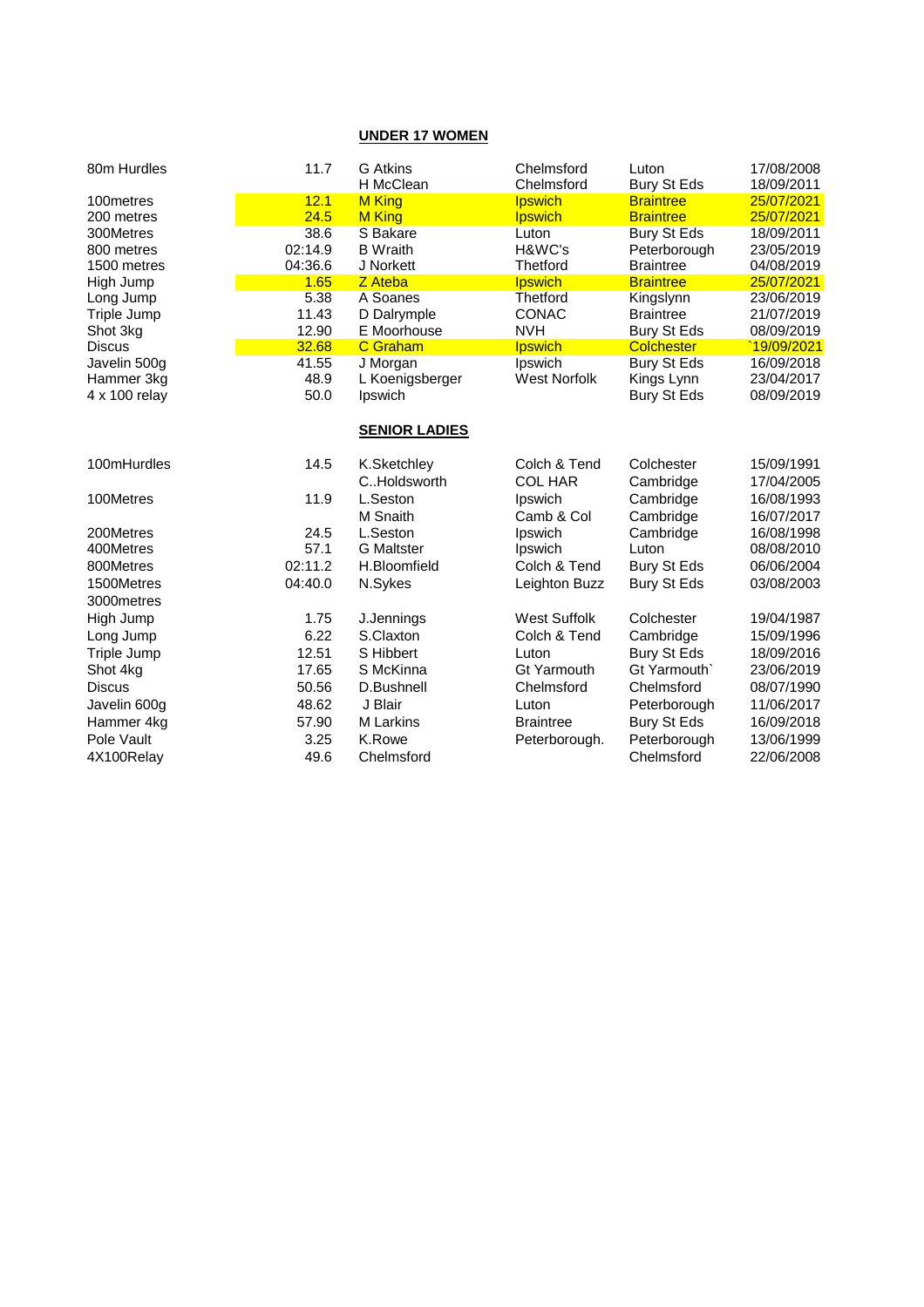## UNDER 17 WOMEN

| | | | | | |
|---|---|---|---|---|---|
| 80m Hurdles | 11.7 | G Atkins | Chelmsford | Luton | 17/08/2008 |
| | | H McClean | Chelmsford | Bury St Eds | 18/09/2011 |
| 100metres | 12.1 | M King | Ipswich | Braintree | 25/07/2021 |
| 200 metres | 24.5 | M King | Ipswich | Braintree | 25/07/2021 |
| 300Metres | 38.6 | S Bakare | Luton | Bury St Eds | 18/09/2011 |
| 800 metres | 02:14.9 | B Wraith | H&WC's | Peterborough | 23/05/2019 |
| 1500 metres | 04:36.6 | J Norkett | Thetford | Braintree | 04/08/2019 |
| High Jump | 1.65 | Z Ateba | Ipswich | Braintree | 25/07/2021 |
| Long Jump | 5.38 | A Soanes | Thetford | Kingslynn | 23/06/2019 |
| Triple Jump | 11.43 | D Dalrymple | CONAC | Braintree | 21/07/2019 |
| Shot 3kg | 12.90 | E Moorhouse | NVH | Bury St Eds | 08/09/2019 |
| Discus | 32.68 | C Graham | Ipswich | Colchester | `19/09/2021 |
| Javelin 500g | 41.55 | J Morgan | Ipswich | Bury St Eds | 16/09/2018 |
| Hammer 3kg | 48.9 | L Koenigsberger | West Norfolk | Kings Lynn | 23/04/2017 |
| 4 x 100 relay | 50.0 | Ipswich | | Bury St Eds | 08/09/2019 |

## SENIOR LADIES

| | | | | | |
|---|---|---|---|---|---|
| 100mHurdles | 14.5 | K.Sketchley | Colch & Tend | Colchester | 15/09/1991 |
| | | C..Holdsworth | COL HAR | Cambridge | 17/04/2005 |
| 100Metres | 11.9 | L.Seston | Ipswich | Cambridge | 16/08/1993 |
| | | M Snaith | Camb & Col | Cambridge | 16/07/2017 |
| 200Metres | 24.5 | L.Seston | Ipswich | Cambridge | 16/08/1998 |
| 400Metres | 57.1 | G Maltster | Ipswich | Luton | 08/08/2010 |
| 800Metres | 02:11.2 | H.Bloomfield | Colch & Tend | Bury St Eds | 06/06/2004 |
| 1500Metres | 04:40.0 | N.Sykes | Leighton Buzz | Bury St Eds | 03/08/2003 |
| 3000metres | | | | | |
| High Jump | 1.75 | J.Jennings | West Suffolk | Colchester | 19/04/1987 |
| Long Jump | 6.22 | S.Claxton | Colch & Tend | Cambridge | 15/09/1996 |
| Triple Jump | 12.51 | S Hibbert | Luton | Bury St Eds | 18/09/2016 |
| Shot 4kg | 17.65 | S McKinna | Gt Yarmouth | Gt Yarmouth` | 23/06/2019 |
| Discus | 50.56 | D.Bushnell | Chelmsford | Chelmsford | 08/07/1990 |
| Javelin 600g | 48.62 | J Blair | Luton | Peterborough | 11/06/2017 |
| Hammer 4kg | 57.90 | M Larkins | Braintree | Bury St Eds | 16/09/2018 |
| Pole Vault | 3.25 | K.Rowe | Peterborough. | Peterborough | 13/06/1999 |
| 4X100Relay | 49.6 | Chelmsford | | Chelmsford | 22/06/2008 |